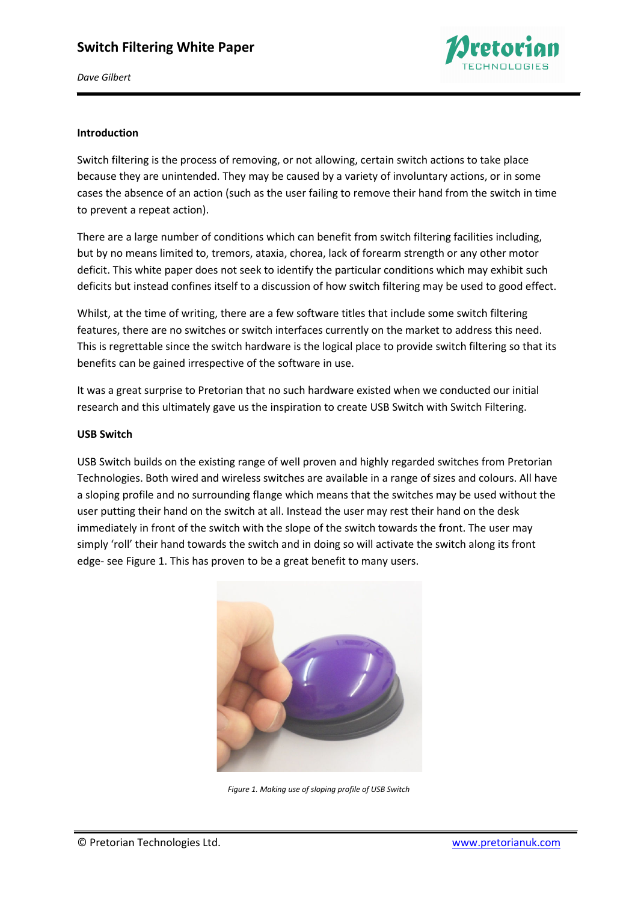# Switch Filtering White Paper

*Dave Gilbert*

**Introduction**

Switch filtering is the process of removing, or not allowing, certain switch actions to take place because they are unintended. They may be caused by a variety of involuntary actions, or in some cases the absence of an action (such as the user failing to remove their hand from the switch in time to prevent a repeat action).

There are a large number of conditions which can benefit from switch filtering facilities including, but by no means limited to, tremors, ataxia, chorea, lack of forearm strength or any other motor deficit. This white paper does not seek to identify the particular conditions which may exhibit such deficits but instead confines itself to a discussion of how switch filtering may be used to good effect.

Whilst, at the time of writing, there are a few software titles that include some switch filtering features, there are no switches or switch interfaces currently on the market to address this need. This is regrettable since the switch hardware is the logical place to provide switch filtering so that its benefits can be gained irrespective of the software in use.

It was a great surprise to Pretorian that no such hardware existed when we conducted our initial research and this ultimately gave us the inspiration to create USB Switch with Switch Filtering.

**USB Switch**

USB Switch builds on the existing range of well proven and highly regarded switches from Pretorian Technologies. Both wired and wireless switches are available in a range of sizes and colours. All have a sloping profile and no surrounding flange which means that the switches may be used without the user putting their hand on the switch at all. Instead the user may rest their hand on the desk immediately in front of the switch with the slope of the switch towards the front. The user may simply 'roll' their hand towards the switch and in doing so will activate the switch along its front edge- see Figure 1. This has proven to be a great benefit to many users.

*Figure 1. Making use of sloping profile of USB Switch*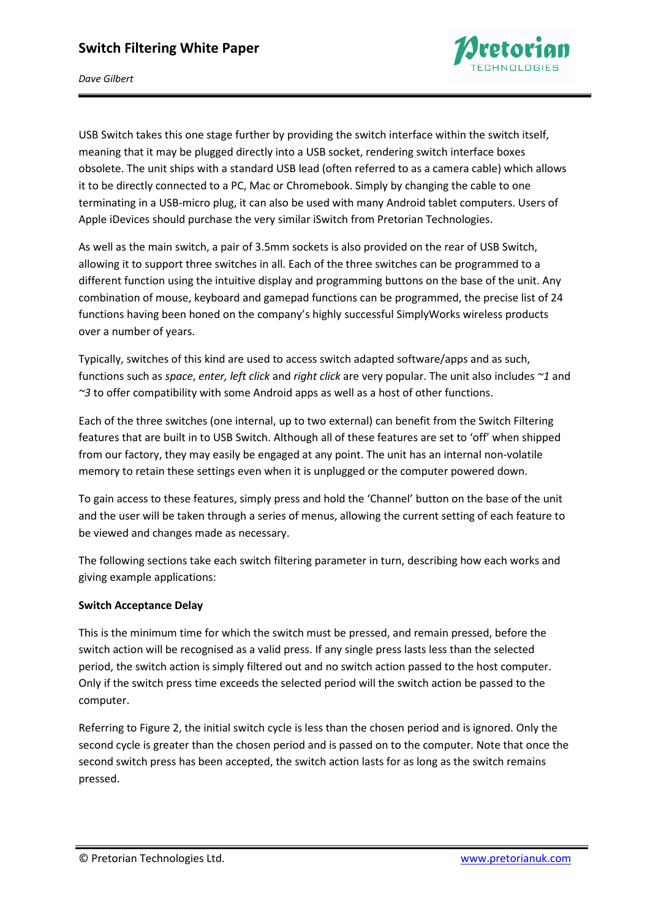USB Switch takes this one stage further by providing the switch interface within the switch itself, meaning that it may be plugged directly into a USB socket, rendering switch interface boxes obsolete. The unit ships with a standard USB lead (often referred to as a camera cable) which allows it to be directly connected to a PC, Mac or Chromebook. Simply by changing the cable to one terminating in a USB-micro plug, it can also be used with many Android tablet computers. Users of Apple iDevices should purchase the very similar iSwitch from Pretorian Technologies.

As well as the main switch, a pair of 3.5mm sockets is also provided on the rear of USB Switch, allowing it to support three switches in all. Each of the three switches can be programmed to a different function using the intuitive display and programming buttons on the base of the unit. Any combination of mouse, keyboard and gamepad functions can be programmed, the precise list of 24 functions having been honed on the company's highly successful SimplyWorks wireless products over a number of years.

Typically, switches of this kind are used to access switch adapted software/apps and as such, functions such as *space*, *enter, left click* and *right click* are very popular. The unit also includes *~1* and *~3* to offer compatibility with some Android apps as well as a host of other functions.

Each of the three switches (one internal, up to two external) can benefit from the Switch Filtering features that are built in to USB Switch. Although all of these features are set to 'off' when shipped from our factory, they may easily be engaged at any point. The unit has an internal non-volatile memory to retain these settings even when it is unplugged or the computer powered down.

To gain access to these features, simply press and hold the 'Channel' button on the base of the unit and the user will be taken through a series of menus, allowing the current setting of each feature to be viewed and changes made as necessary.

The following sections take each switch filtering parameter in turn, describing how each works and giving example applications:

**Switch Acceptance Delay**

This is the minimum time for which the switch must be pressed, and remain pressed, before the switch action will be recognised as a valid press. If any single press lasts less than the selected period, the switch action is simply filtered out and no switch action passed to the host computer. Only if the switch press time exceeds the selected period will the switch action be passed to the computer.

Referring to Figure 2, the initial switch cycle is less than the chosen period and is ignored. Only the second cycle is greater than the chosen period and is passed on to the computer. Note that once the second switch press has been accepted, the switch action lasts for as long as the switch remains pressed.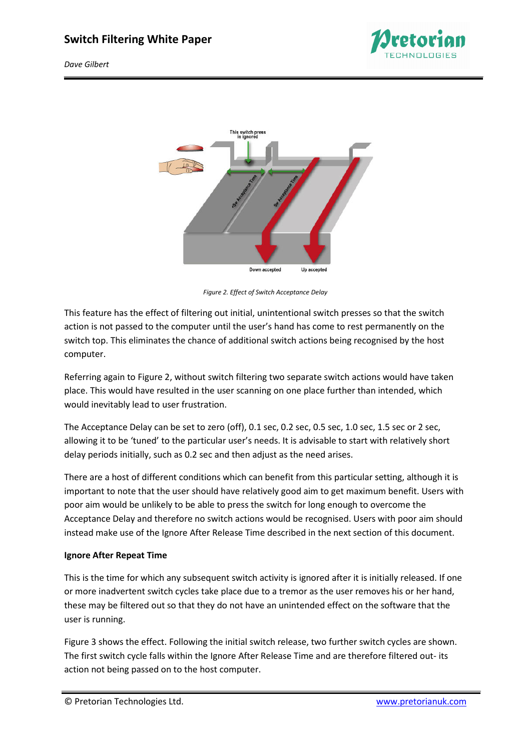Figure 2. Effect of Switch Acceptance Delay

This feature has the effect of filtering out initial, unintentional switch presses so that the switch action is not passed to the computer until the user's hand has come to rest permanently on the switch top. This eliminates the chance of additional switch actions being recognised by the host computer.

Referring again to Figure 2, without switch filtering two separate switch actions would have taken place. This would have resulted in the user scanning on one place further than intended, which would inevitably lead to user frustration.

The Acceptance Delay can be set to zero (off), 0.1 sec, 0.2 sec, 0.5 sec, 1.0 sec, 1.5 sec or 2 sec, allowing it to be 'tuned' to the particular user's needs. It is advisable to start with relatively short delay periods initially, such as 0.2 sec and then adjust as the need arises.

There are a host of different conditions which can benefit from this particular setting, although it is important to note that the user should have relatively good aim to get maximum benefit. Users with poor aim would be unlikely to be able to press the switch for long enough to overcome the Acceptance Delay and therefore no switch actions would be recognised. Users with poor aim should instead make use of the Ignore After Release Time described in the next section of this document.

**Ignore After Repeat Time**

This is the time for which any subsequent switch activity is ignored after it is initially released. If one or more inadvertent switch cycles take place due to a tremor as the user removes his or her hand, these may be filtered out so that they do not have an unintended effect on the software that the user is running.

Figure 3 shows the effect. Following the initial switch release, two further switch cycles are shown. The first switch cycle falls within the Ignore After Release Time and are therefore filtered out- its action not being passed on to the host computer.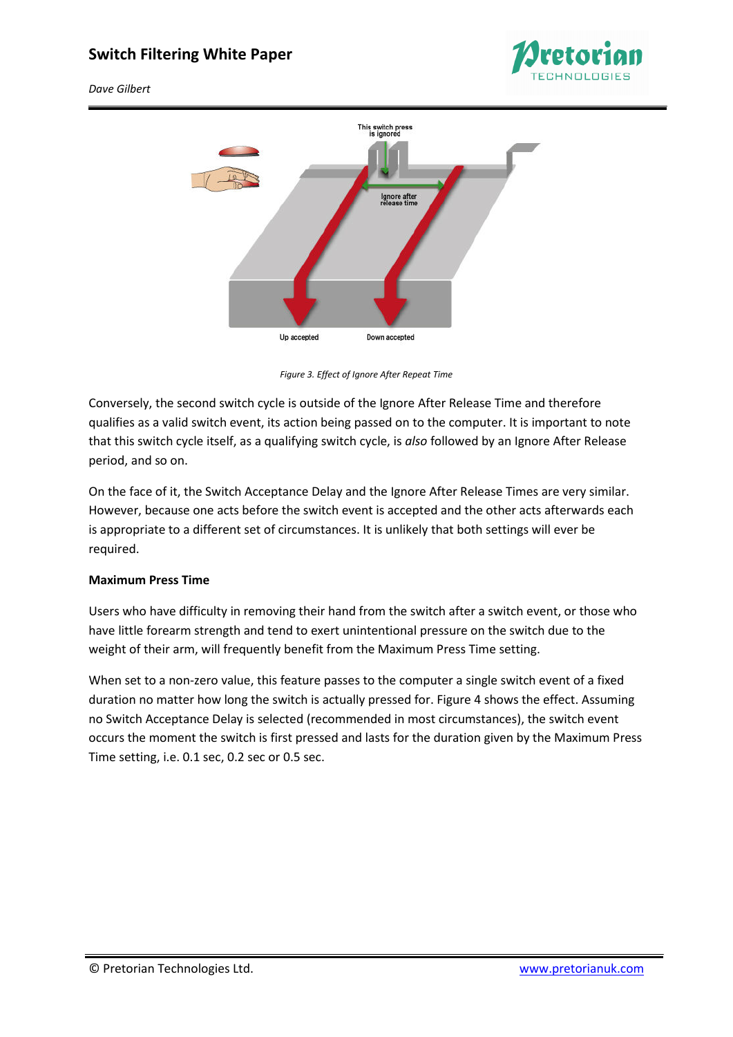Figure 3. Effect of Ignore After Repeat Time

Conversely, the second switch cycle is outside of the Ignore After Release Time and therefore qualifies as a valid switch event, its action being passed on to the computer. It is important to note that this switch cycle itself, as a qualifying switch cycle, is *also* followed by an Ignore After Release period, and so on.

On the face of it, the Switch Acceptance Delay and the Ignore After Release Times are very similar. However, because one acts before the switch event is accepted and the other acts afterwards each is appropriate to a different set of circumstances. It is unlikely that both settings will ever be required.

**Maximum Press Time**

Users who have difficulty in removing their hand from the switch after a switch event, or those who have little forearm strength and tend to exert unintentional pressure on the switch due to the weight of their arm, will frequently benefit from the Maximum Press Time setting.

When set to a non-zero value, this feature passes to the computer a single switch event of a fixed duration no matter how long the switch is actually pressed for. Figure 4 shows the effect. Assuming no Switch Acceptance Delay is selected (recommended in most circumstances), the switch event occurs the moment the switch is first pressed and lasts for the duration given by the Maximum Press Time setting, i.e. 0.1 sec, 0.2 sec or 0.5 sec.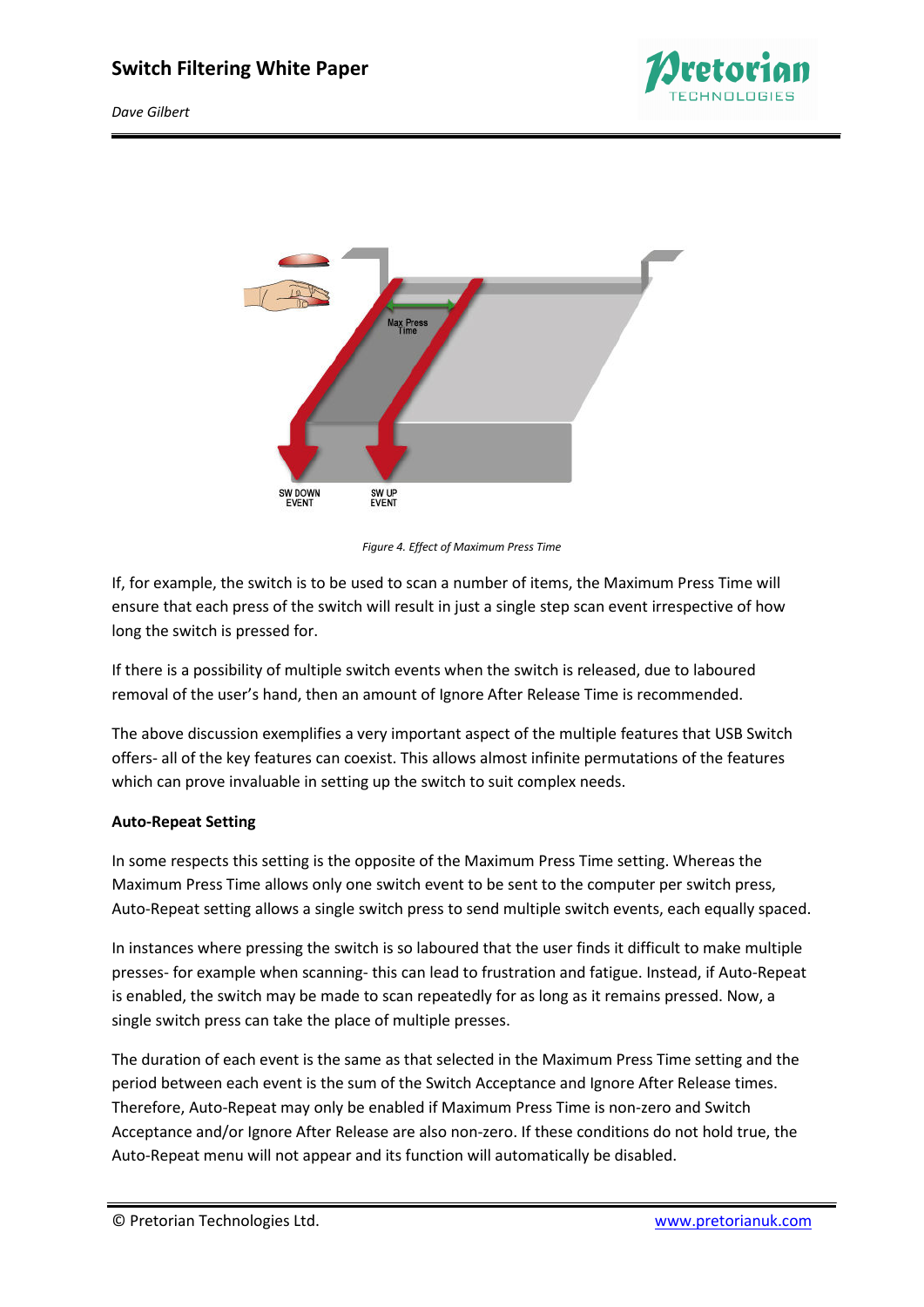Figure 4. Effect of Maximum Press Time

If, for example, the switch is to be used to scan a number of items, the Maximum Press Time will ensure that each press of the switch will result in just a single step scan event irrespective of how long the switch is pressed for.

If there is a possibility of multiple switch events when the switch is released, due to laboured removal of the user's hand, then an amount of Ignore After Release Time is recommended.

The above discussion exemplifies a very important aspect of the multiple features that USB Switch offers- all of the key features can coexist. This allows almost infinite permutations of the features which can prove invaluable in setting up the switch to suit complex needs.

**Auto-Repeat Setting**

In some respects this setting is the opposite of the Maximum Press Time setting. Whereas the Maximum Press Time allows only one switch event to be sent to the computer per switch press, Auto-Repeat setting allows a single switch press to send multiple switch events, each equally spaced.

In instances where pressing the switch is so laboured that the user finds it difficult to make multiple presses- for example when scanning- this can lead to frustration and fatigue. Instead, if Auto-Repeat is enabled, the switch may be made to scan repeatedly for as long as it remains pressed. Now, a single switch press can take the place of multiple presses.

The duration of each event is the same as that selected in the Maximum Press Time setting and the period between each event is the sum of the Switch Acceptance and Ignore After Release times. Therefore, Auto-Repeat may only be enabled if Maximum Press Time is non-zero and Switch Acceptance and/or Ignore After Release are also non-zero. If these conditions do not hold true, the Auto-Repeat menu will not appear and its function will automatically be disabled.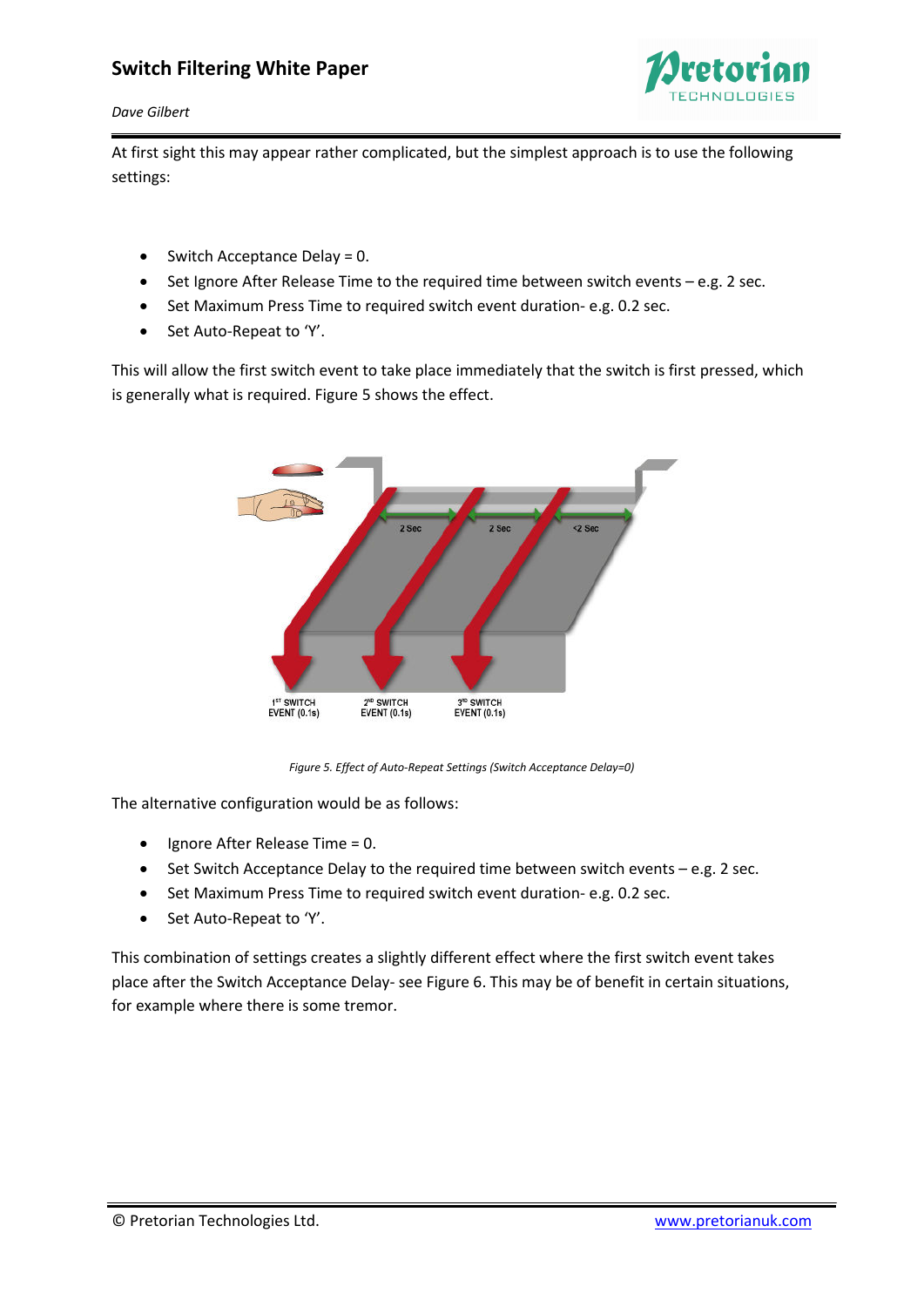At first sight this may appear rather complicated, but the simplest approach is to use the following settings:

- Switch Acceptance Delay = 0.
- Set Ignore After Release Time to the required time between switch events – e.g. 2 sec.
- Set Maximum Press Time to required switch event duration- e.g. 0.2 sec.
- Set Auto-Repeat to 'Y'.

This will allow the first switch event to take place immediately that the switch is first pressed, which is generally what is required. Figure 5 shows the effect.

*Figure 5. Effect of Auto-Repeat Settings (Switch Acceptance Delay=0)*

The alternative configuration would be as follows:

- Ignore After Release Time = 0.
- Set Switch Acceptance Delay to the required time between switch events – e.g. 2 sec.
- Set Maximum Press Time to required switch event duration- e.g. 0.2 sec.
- Set Auto-Repeat to 'Y'.

This combination of settings creates a slightly different effect where the first switch event takes place after the Switch Acceptance Delay- see Figure 6. This may be of benefit in certain situations, for example where there is some tremor.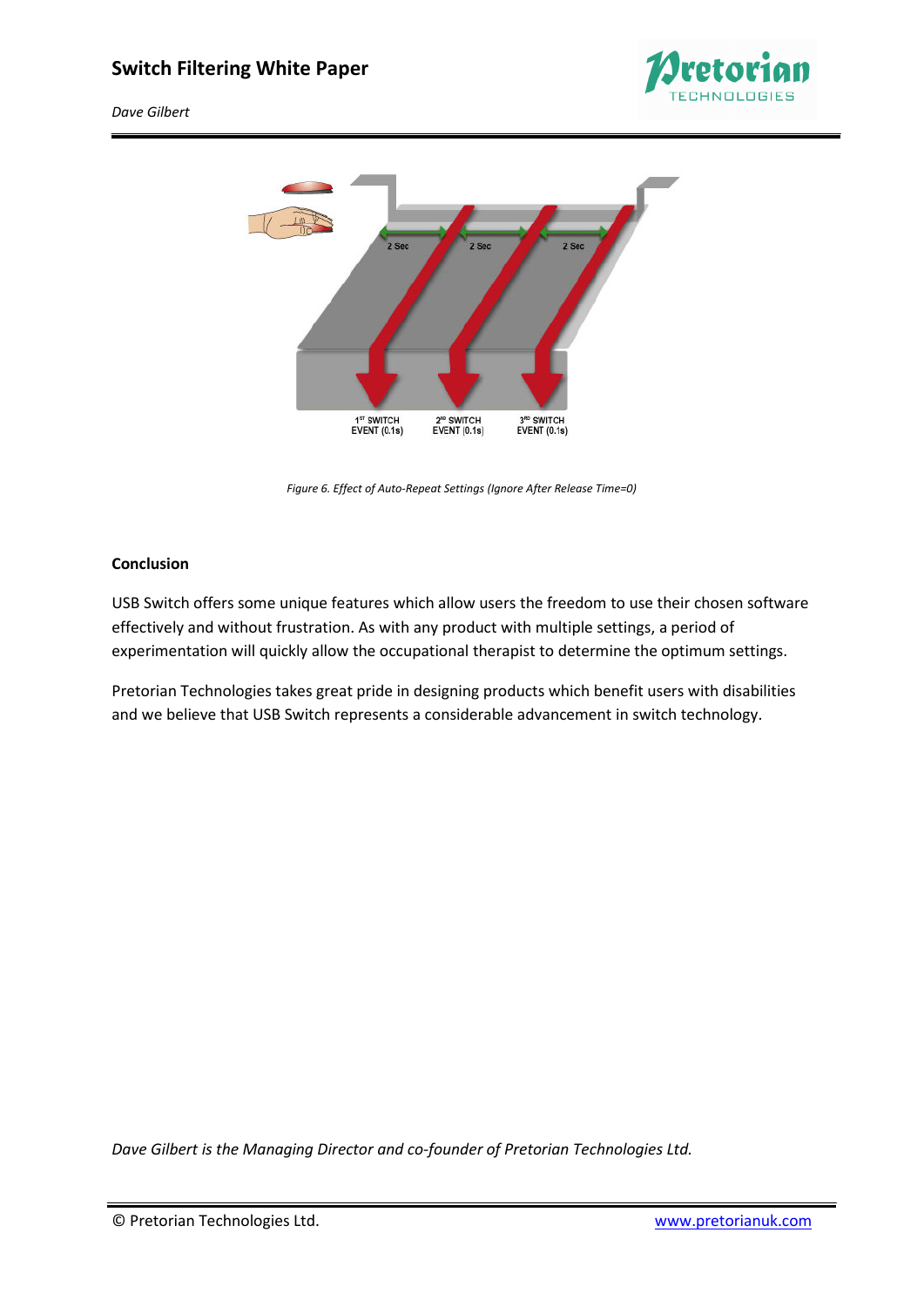2 Sec

2 Sec

2 Sec

1ST SWITCH EVENT (0.1s)

2ND SWITCH EVENT (0.1s)

3RD SWITCH EVENT (0.1s)

*Figure 6. Effect of Auto-Repeat Settings (Ignore After Release Time=0)*

**Conclusion**

USB Switch offers some unique features which allow users the freedom to use their chosen software effectively and without frustration. As with any product with multiple settings, a period of experimentation will quickly allow the occupational therapist to determine the optimum settings.

Pretorian Technologies takes great pride in designing products which benefit users with disabilities and we believe that USB Switch represents a considerable advancement in switch technology.

*Dave Gilbert is the Managing Director and co-founder of Pretorian Technologies Ltd.*